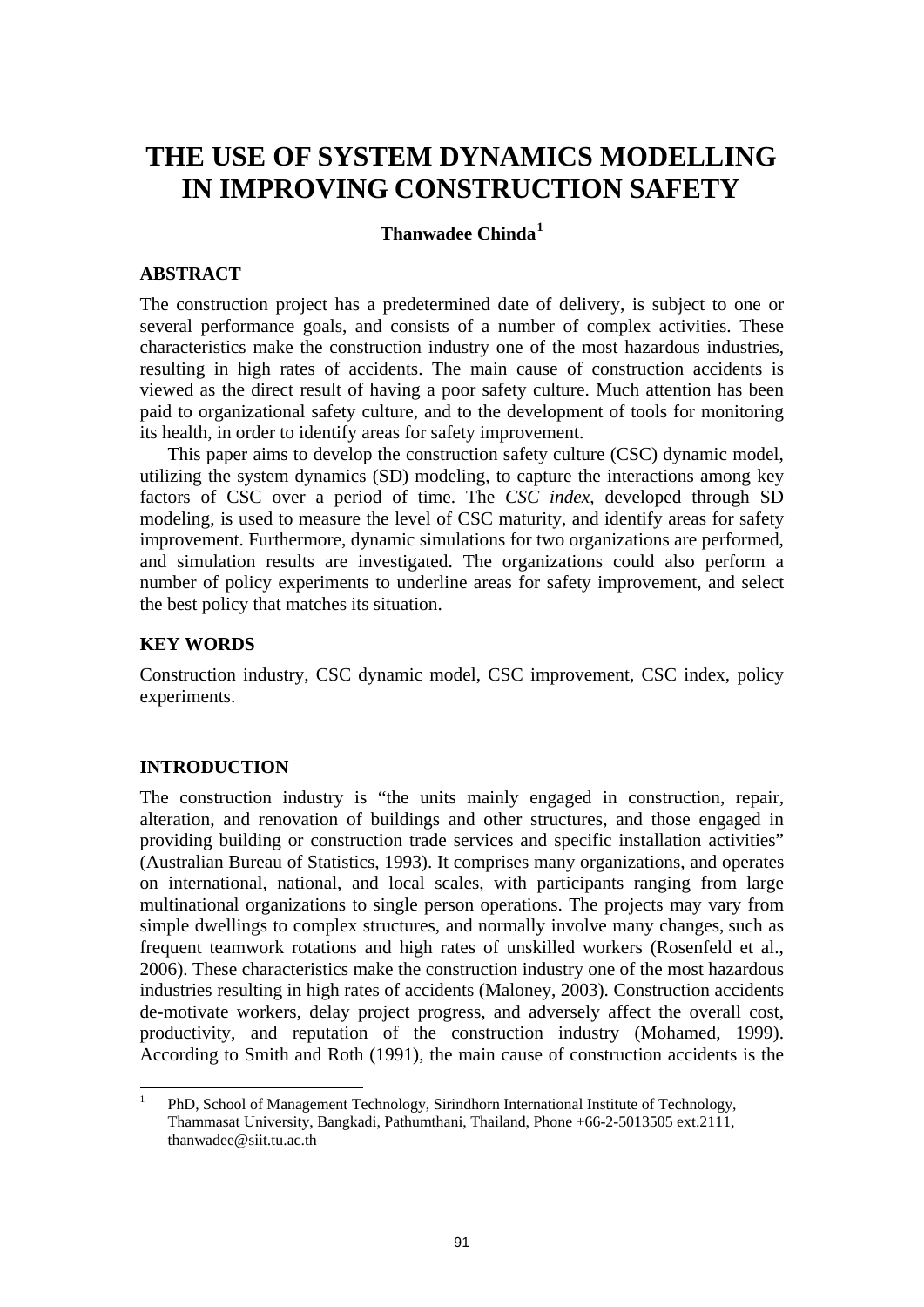# THE USE OF SYSTEM DYNAMICS MODELLING IN IMPROVING CONSTRUCTION SAFETY

**Thanwadee Chinda**[1]

## ABSTRACT

The construction project has a predetermined date of delivery, is subject to one or several performance goals, and consists of a number of complex activities. These characteristics make the construction industry one of the most hazardous industries, resulting in high rates of accidents. The main cause of construction accidents is viewed as the direct result of having a poor safety culture. Much attention has been paid to organizational safety culture, and to the development of tools for monitoring its health, in order to identify areas for safety improvement.

This paper aims to develop the construction safety culture (CSC) dynamic model, utilizing the system dynamics (SD) modeling, to capture the interactions among key factors of CSC over a period of time. The *CSC index*, developed through SD modeling, is used to measure the level of CSC maturity, and identify areas for safety improvement. Furthermore, dynamic simulations for two organizations are performed, and simulation results are investigated. The organizations could also perform a number of policy experiments to underline areas for safety improvement, and select the best policy that matches its situation.

## KEY WORDS

Construction industry, CSC dynamic model, CSC improvement, CSC index, policy experiments.

## INTRODUCTION

The construction industry is "the units mainly engaged in construction, repair, alteration, and renovation of buildings and other structures, and those engaged in providing building or construction trade services and specific installation activities" (Australian Bureau of Statistics, 1993). It comprises many organizations, and operates on international, national, and local scales, with participants ranging from large multinational organizations to single person operations. The projects may vary from simple dwellings to complex structures, and normally involve many changes, such as frequent teamwork rotations and high rates of unskilled workers (Rosenfeld et al., 2006). These characteristics make the construction industry one of the most hazardous industries resulting in high rates of accidents (Maloney, 2003). Construction accidents de-motivate workers, delay project progress, and adversely affect the overall cost, productivity, and reputation of the construction industry (Mohamed, 1999). According to Smith and Roth (1991), the main cause of construction accidents is the

---

[1] PhD, School of Management Technology, Sirindhorn International Institute of Technology, Thammasat University, Bangkadi, Pathumthani, Thailand, Phone +66-2-5013505 ext.2111, thanwadee@siit.tu.ac.th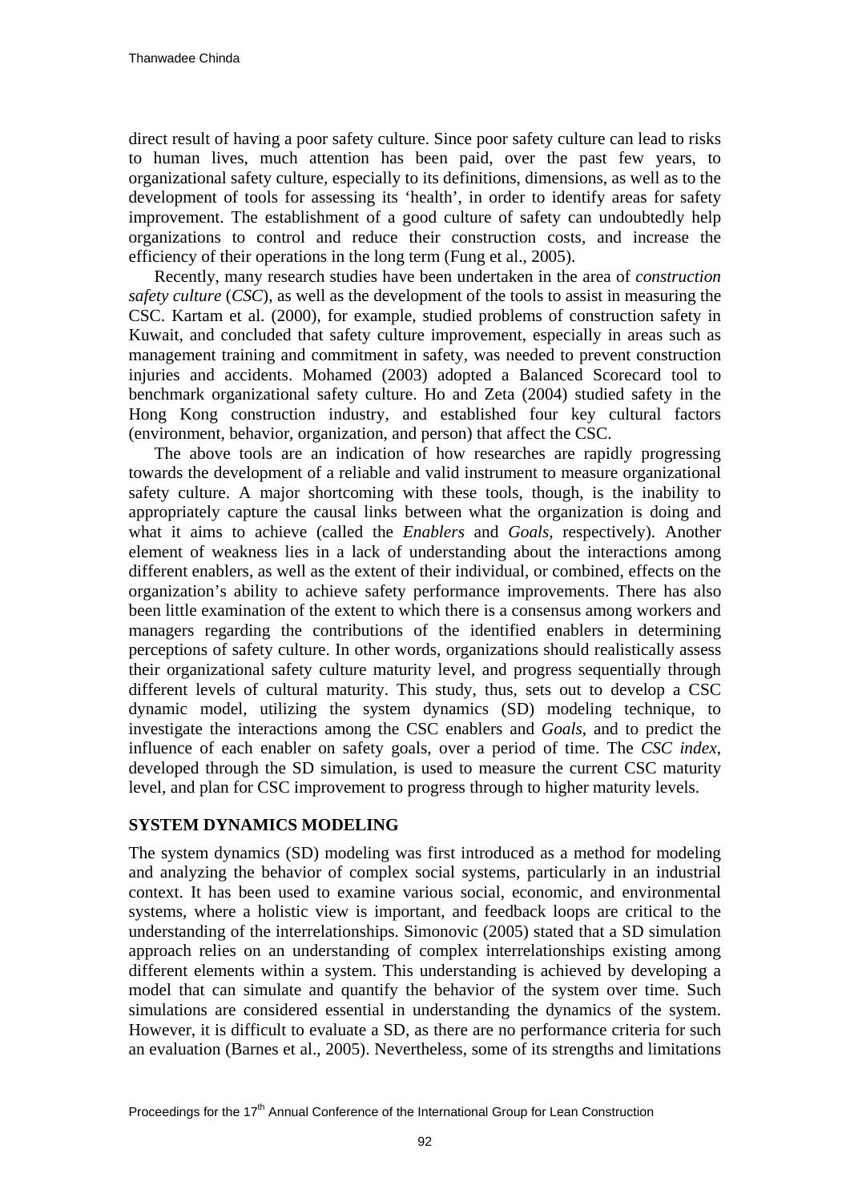direct result of having a poor safety culture. Since poor safety culture can lead to risks to human lives, much attention has been paid, over the past few years, to organizational safety culture, especially to its definitions, dimensions, as well as to the development of tools for assessing its 'health', in order to identify areas for safety improvement. The establishment of a good culture of safety can undoubtedly help organizations to control and reduce their construction costs, and increase the efficiency of their operations in the long term (Fung et al., 2005).

Recently, many research studies have been undertaken in the area of *construction safety culture* (*CSC*), as well as the development of the tools to assist in measuring the CSC. Kartam et al. (2000), for example, studied problems of construction safety in Kuwait, and concluded that safety culture improvement, especially in areas such as management training and commitment in safety, was needed to prevent construction injuries and accidents. Mohamed (2003) adopted a Balanced Scorecard tool to benchmark organizational safety culture. Ho and Zeta (2004) studied safety in the Hong Kong construction industry, and established four key cultural factors (environment, behavior, organization, and person) that affect the CSC.

The above tools are an indication of how researches are rapidly progressing towards the development of a reliable and valid instrument to measure organizational safety culture. A major shortcoming with these tools, though, is the inability to appropriately capture the causal links between what the organization is doing and what it aims to achieve (called the *Enablers* and *Goals*, respectively). Another element of weakness lies in a lack of understanding about the interactions among different enablers, as well as the extent of their individual, or combined, effects on the organization's ability to achieve safety performance improvements. There has also been little examination of the extent to which there is a consensus among workers and managers regarding the contributions of the identified enablers in determining perceptions of safety culture. In other words, organizations should realistically assess their organizational safety culture maturity level, and progress sequentially through different levels of cultural maturity. This study, thus, sets out to develop a CSC dynamic model, utilizing the system dynamics (SD) modeling technique, to investigate the interactions among the CSC enablers and *Goals*, and to predict the influence of each enabler on safety goals, over a period of time. The *CSC index*, developed through the SD simulation, is used to measure the current CSC maturity level, and plan for CSC improvement to progress through to higher maturity levels.

## SYSTEM DYNAMICS MODELING

The system dynamics (SD) modeling was first introduced as a method for modeling and analyzing the behavior of complex social systems, particularly in an industrial context. It has been used to examine various social, economic, and environmental systems, where a holistic view is important, and feedback loops are critical to the understanding of the interrelationships. Simonovic (2005) stated that a SD simulation approach relies on an understanding of complex interrelationships existing among different elements within a system. This understanding is achieved by developing a model that can simulate and quantify the behavior of the system over time. Such simulations are considered essential in understanding the dynamics of the system. However, it is difficult to evaluate a SD, as there are no performance criteria for such an evaluation (Barnes et al., 2005). Nevertheless, some of its strengths and limitations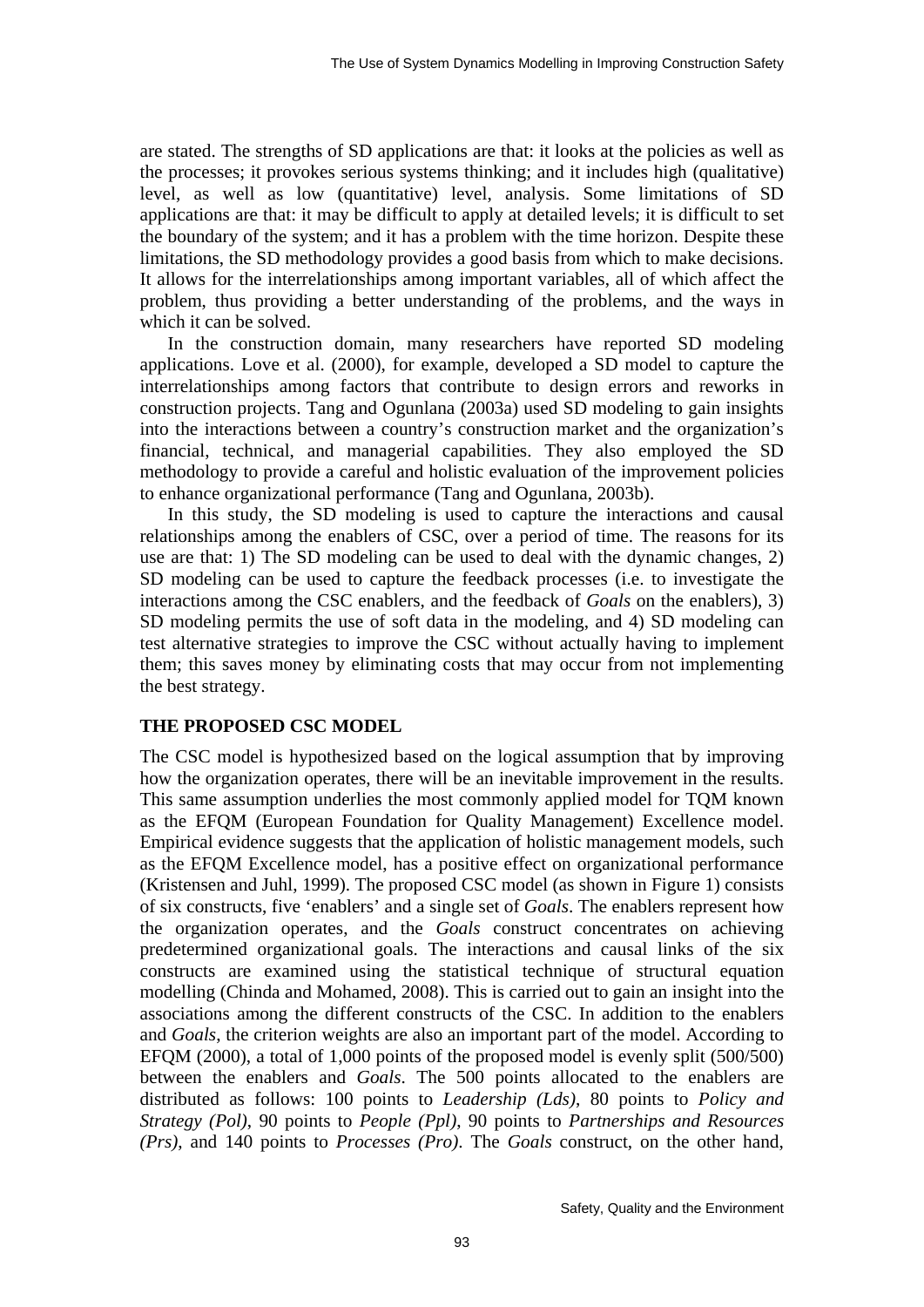are stated. The strengths of SD applications are that: it looks at the policies as well as the processes; it provokes serious systems thinking; and it includes high (qualitative) level, as well as low (quantitative) level, analysis. Some limitations of SD applications are that: it may be difficult to apply at detailed levels; it is difficult to set the boundary of the system; and it has a problem with the time horizon. Despite these limitations, the SD methodology provides a good basis from which to make decisions. It allows for the interrelationships among important variables, all of which affect the problem, thus providing a better understanding of the problems, and the ways in which it can be solved.

In the construction domain, many researchers have reported SD modeling applications. Love et al. (2000), for example, developed a SD model to capture the interrelationships among factors that contribute to design errors and reworks in construction projects. Tang and Ogunlana (2003a) used SD modeling to gain insights into the interactions between a country's construction market and the organization's financial, technical, and managerial capabilities. They also employed the SD methodology to provide a careful and holistic evaluation of the improvement policies to enhance organizational performance (Tang and Ogunlana, 2003b).

In this study, the SD modeling is used to capture the interactions and causal relationships among the enablers of CSC, over a period of time. The reasons for its use are that: 1) The SD modeling can be used to deal with the dynamic changes, 2) SD modeling can be used to capture the feedback processes (i.e. to investigate the interactions among the CSC enablers, and the feedback of *Goals* on the enablers), 3) SD modeling permits the use of soft data in the modeling, and 4) SD modeling can test alternative strategies to improve the CSC without actually having to implement them; this saves money by eliminating costs that may occur from not implementing the best strategy.

## THE PROPOSED CSC MODEL

The CSC model is hypothesized based on the logical assumption that by improving how the organization operates, there will be an inevitable improvement in the results. This same assumption underlies the most commonly applied model for TQM known as the EFQM (European Foundation for Quality Management) Excellence model. Empirical evidence suggests that the application of holistic management models, such as the EFQM Excellence model, has a positive effect on organizational performance (Kristensen and Juhl, 1999). The proposed CSC model (as shown in Figure 1) consists of six constructs, five 'enablers' and a single set of *Goals*. The enablers represent how the organization operates, and the *Goals* construct concentrates on achieving predetermined organizational goals. The interactions and causal links of the six constructs are examined using the statistical technique of structural equation modelling (Chinda and Mohamed, 2008). This is carried out to gain an insight into the associations among the different constructs of the CSC. In addition to the enablers and *Goals*, the criterion weights are also an important part of the model. According to EFQM (2000), a total of 1,000 points of the proposed model is evenly split (500/500) between the enablers and *Goals*. The 500 points allocated to the enablers are distributed as follows: 100 points to *Leadership (Lds)*, 80 points to *Policy and Strategy (Pol)*, 90 points to *People (Ppl)*, 90 points to *Partnerships and Resources (Prs)*, and 140 points to *Processes (Pro)*. The *Goals* construct, on the other hand,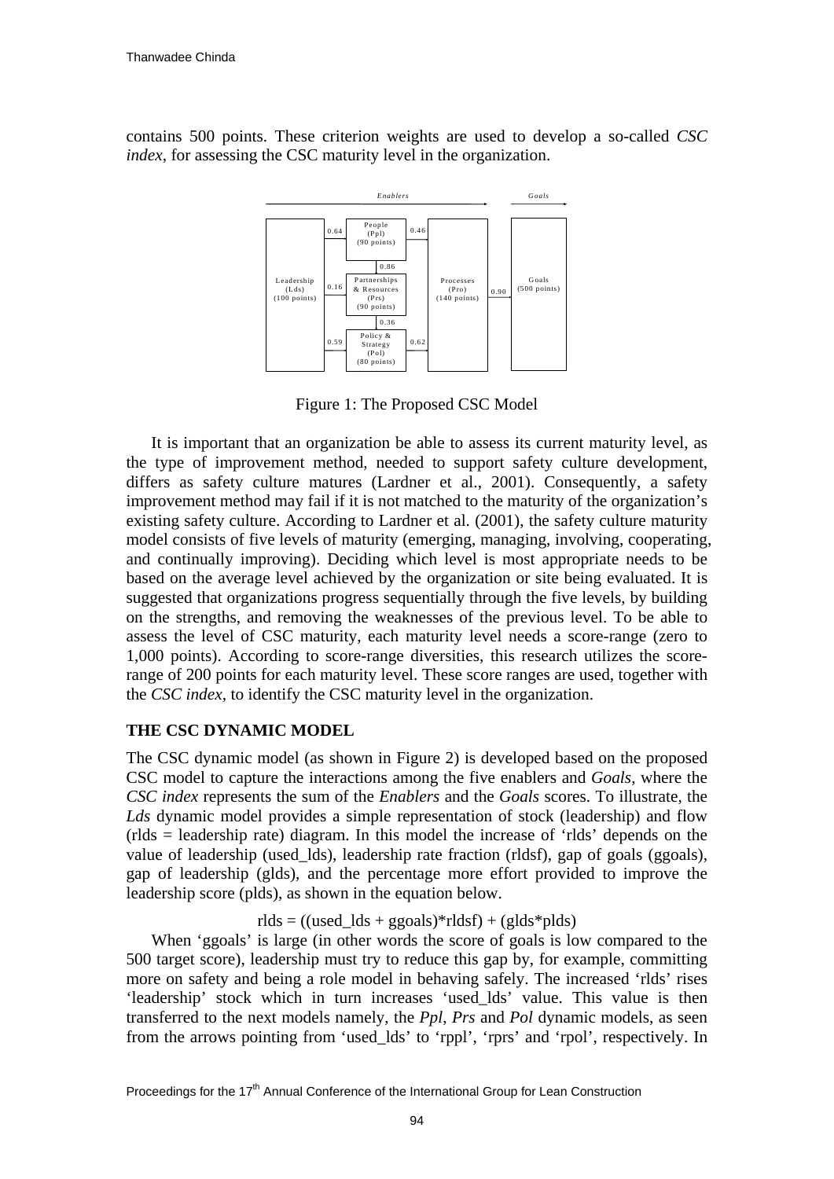contains 500 points. These criterion weights are used to develop a so-called *CSC index*, for assessing the CSC maturity level in the organization.

Figure 1: The Proposed CSC Model

It is important that an organization be able to assess its current maturity level, as the type of improvement method, needed to support safety culture development, differs as safety culture matures (Lardner et al., 2001). Consequently, a safety improvement method may fail if it is not matched to the maturity of the organization's existing safety culture. According to Lardner et al. (2001), the safety culture maturity model consists of five levels of maturity (emerging, managing, involving, cooperating, and continually improving). Deciding which level is most appropriate needs to be based on the average level achieved by the organization or site being evaluated. It is suggested that organizations progress sequentially through the five levels, by building on the strengths, and removing the weaknesses of the previous level. To be able to assess the level of CSC maturity, each maturity level needs a score-range (zero to 1,000 points). According to score-range diversities, this research utilizes the score-range of 200 points for each maturity level. These score ranges are used, together with the *CSC index*, to identify the CSC maturity level in the organization.

## THE CSC DYNAMIC MODEL

The CSC dynamic model (as shown in Figure 2) is developed based on the proposed CSC model to capture the interactions among the five enablers and *Goals*, where the *CSC index* represents the sum of the *Enablers* and the *Goals* scores. To illustrate, the *Lds* dynamic model provides a simple representation of stock (leadership) and flow (rlds = leadership rate) diagram. In this model the increase of 'rlds' depends on the value of leadership (used_lds), leadership rate fraction (rldsf), gap of goals (ggoals), gap of leadership (glds), and the percentage more effort provided to improve the leadership score (plds), as shown in the equation below.

$$rlds = ((used\_lds + ggoals)*rldsf) + (glds*plds)$$

When 'ggoals' is large (in other words the score of goals is low compared to the 500 target score), leadership must try to reduce this gap by, for example, committing more on safety and being a role model in behaving safely. The increased 'rlds' rises 'leadership' stock which in turn increases 'used_lds' value. This value is then transferred to the next models namely, the *Ppl*, *Prs* and *Pol* dynamic models, as seen from the arrows pointing from 'used_lds' to 'rppl', 'rprs' and 'rpol', respectively. In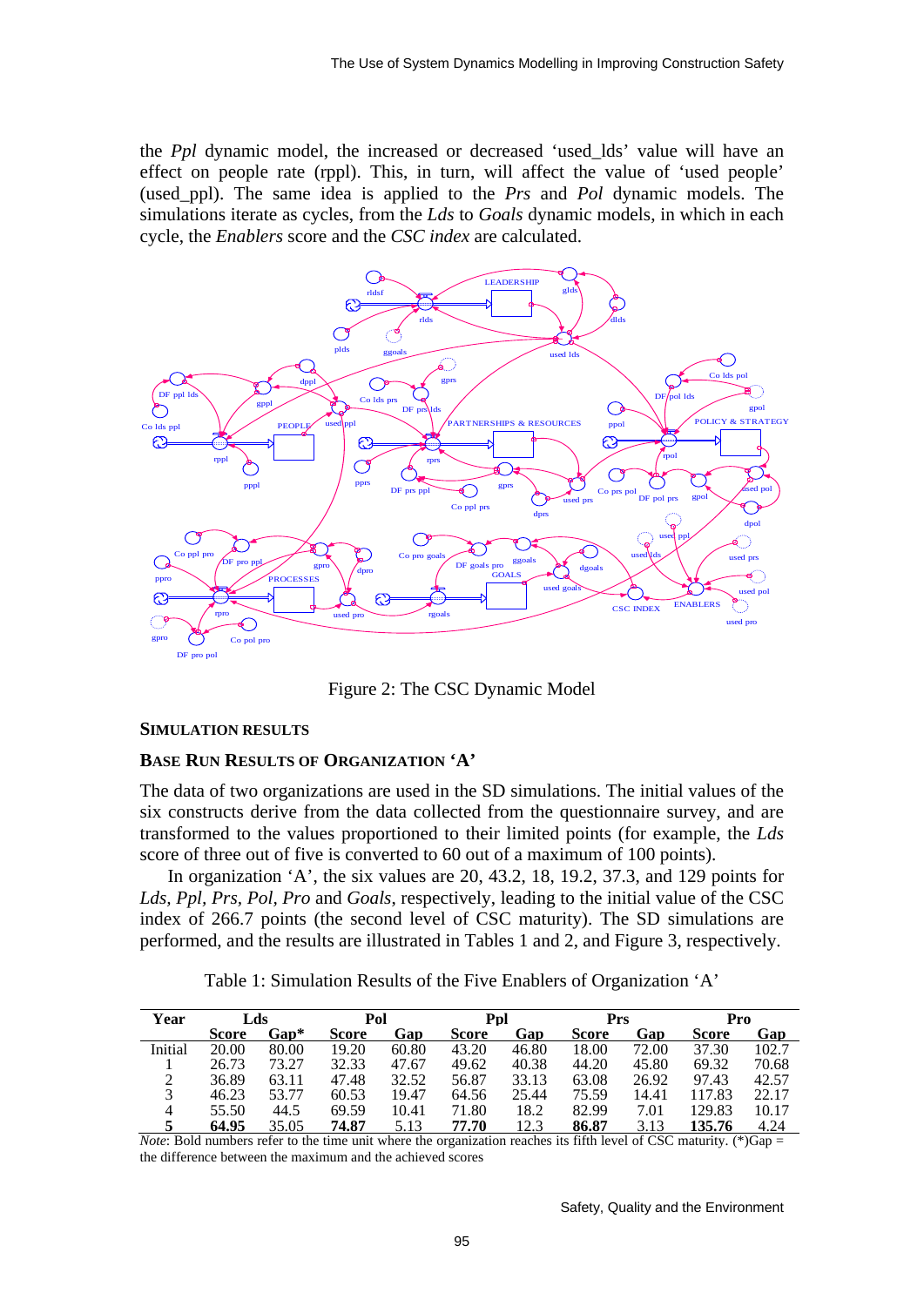the *Ppl* dynamic model, the increased or decreased 'used_lds' value will have an effect on people rate (rppl). This, in turn, will affect the value of 'used people' (used_ppl). The same idea is applied to the *Prs* and *Pol* dynamic models. The simulations iterate as cycles, from the *Lds* to *Goals* dynamic models, in which in each cycle, the *Enablers* score and the *CSC index* are calculated.

Figure 2: The CSC Dynamic Model

### SIMULATION RESULTS

### BASE RUN RESULTS OF ORGANIZATION 'A'

The data of two organizations are used in the SD simulations. The initial values of the six constructs derive from the data collected from the questionnaire survey, and are transformed to the values proportioned to their limited points (for example, the *Lds* score of three out of five is converted to 60 out of a maximum of 100 points).

In organization 'A', the six values are 20, 43.2, 18, 19.2, 37.3, and 129 points for *Lds*, *Ppl*, *Prs*, *Pol*, *Pro* and *Goals*, respectively, leading to the initial value of the CSC index of 266.7 points (the second level of CSC maturity). The SD simulations are performed, and the results are illustrated in Tables 1 and 2, and Figure 3, respectively.

Table 1: Simulation Results of the Five Enablers of Organization 'A'

| Year | Lds | | Pol | | Ppl | | Prs | | Pro | |
|---|---|---|---|---|---|---|---|---|---|---|
| | Score | Gap* | Score | Gap | Score | Gap | Score | Gap | Score | Gap |
| Initial | 20.00 | 80.00 | 19.20 | 60.80 | 43.20 | 46.80 | 18.00 | 72.00 | 37.30 | 102.7 |
| 1 | 26.73 | 73.27 | 32.33 | 47.67 | 49.62 | 40.38 | 44.20 | 45.80 | 69.32 | 70.68 |
| 2 | 36.89 | 63.11 | 47.48 | 32.52 | 56.87 | 33.13 | 63.08 | 26.92 | 97.43 | 42.57 |
| 3 | 46.23 | 53.77 | 60.53 | 19.47 | 64.56 | 25.44 | 75.59 | 14.41 | 117.83 | 22.17 |
| 4 | 55.50 | 44.5 | 69.59 | 10.41 | 71.80 | 18.2 | 82.99 | 7.01 | 129.83 | 10.17 |
| **5** | **64.95** | 35.05 | **74.87** | 5.13 | **77.70** | 12.3 | **86.87** | 3.13 | **135.76** | 4.24 |

*Note*: Bold numbers refer to the time unit where the organization reaches its fifth level of CSC maturity. (*)Gap = the difference between the maximum and the achieved scores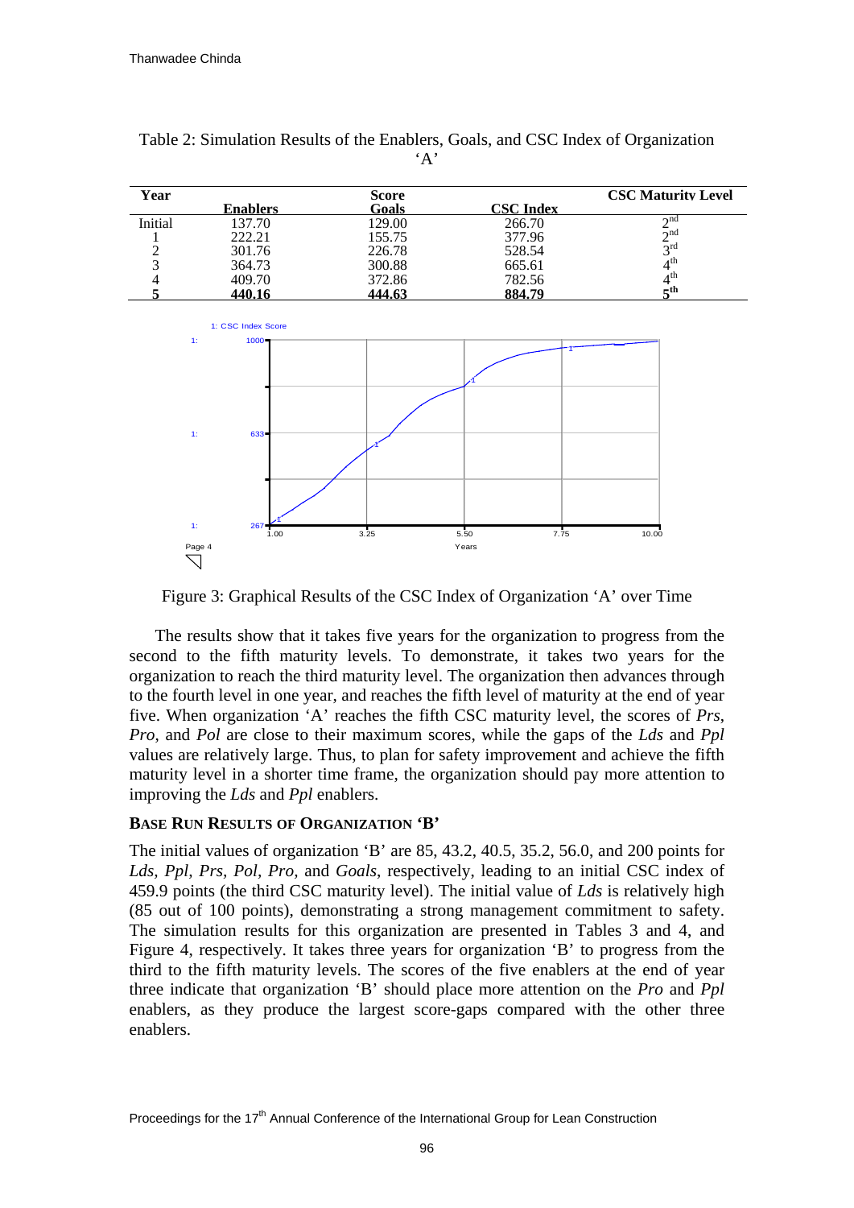Table 2: Simulation Results of the Enablers, Goals, and CSC Index of Organization 'A'

| Year | Enablers | Score Goals | CSC Index | CSC Maturity Level |
|---|---|---|---|---|
| Initial | 137.70 | 129.00 | 266.70 | 2nd |
| 1 | 222.21 | 155.75 | 377.96 | 2nd |
| 2 | 301.76 | 226.78 | 528.54 | 3rd |
| 3 | 364.73 | 300.88 | 665.61 | 4th |
| 4 | 409.70 | 372.86 | 782.56 | 4th |
| **5** | **440.16** | **444.63** | **884.79** | **5th** |

Figure 3: Graphical Results of the CSC Index of Organization 'A' over Time

The results show that it takes five years for the organization to progress from the second to the fifth maturity levels. To demonstrate, it takes two years for the organization to reach the third maturity level. The organization then advances through to the fourth level in one year, and reaches the fifth level of maturity at the end of year five. When organization 'A' reaches the fifth CSC maturity level, the scores of *Prs*, *Pro*, and *Pol* are close to their maximum scores, while the gaps of the *Lds* and *Ppl* values are relatively large. Thus, to plan for safety improvement and achieve the fifth maturity level in a shorter time frame, the organization should pay more attention to improving the *Lds* and *Ppl* enablers.

### BASE RUN RESULTS OF ORGANIZATION 'B'

The initial values of organization 'B' are 85, 43.2, 40.5, 35.2, 56.0, and 200 points for *Lds*, *Ppl*, *Prs*, *Pol*, *Pro*, and *Goals*, respectively, leading to an initial CSC index of 459.9 points (the third CSC maturity level). The initial value of *Lds* is relatively high (85 out of 100 points), demonstrating a strong management commitment to safety. The simulation results for this organization are presented in Tables 3 and 4, and Figure 4, respectively. It takes three years for organization 'B' to progress from the third to the fifth maturity levels. The scores of the five enablers at the end of year three indicate that organization 'B' should place more attention on the *Pro* and *Ppl* enablers, as they produce the largest score-gaps compared with the other three enablers.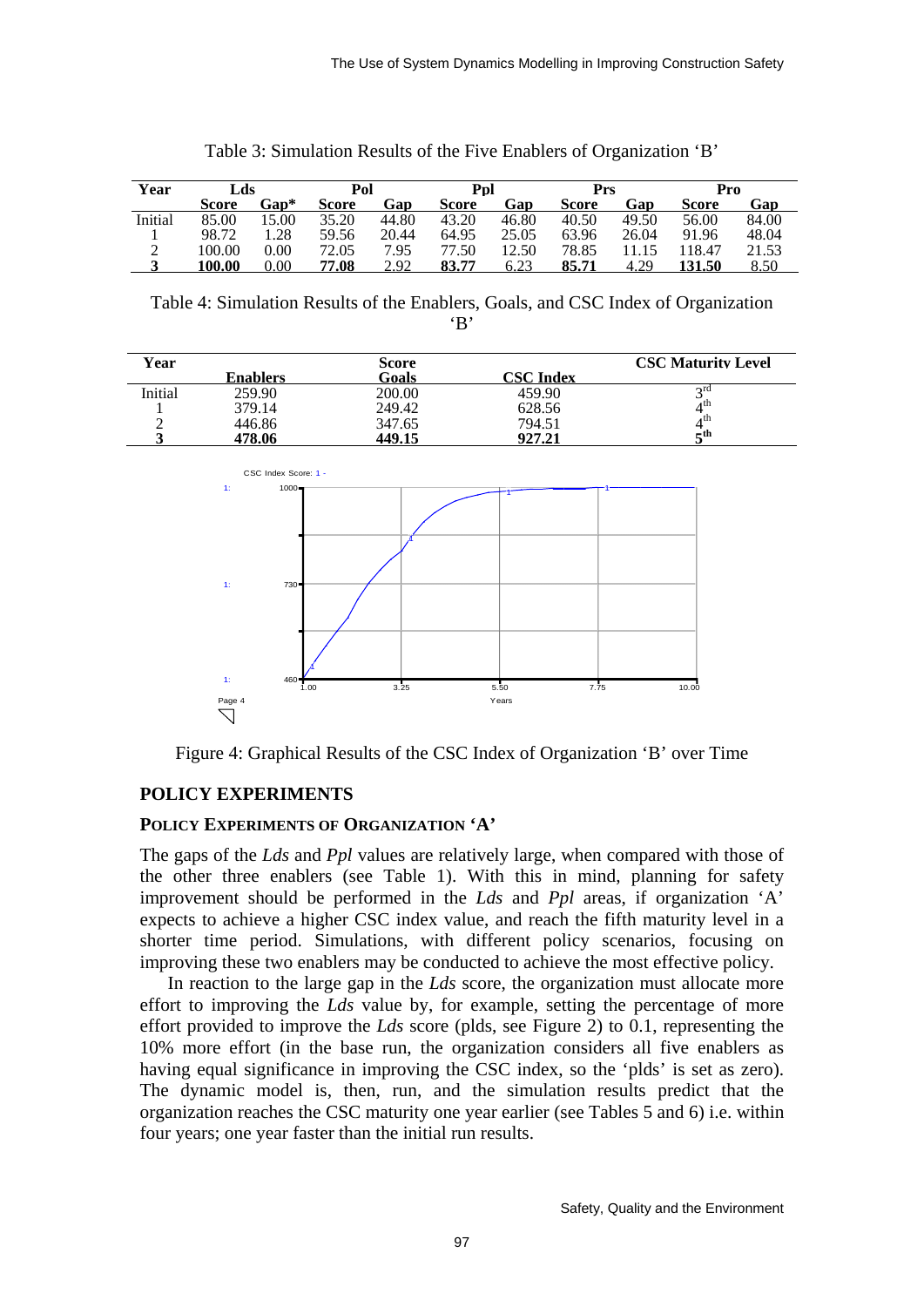Table 3: Simulation Results of the Five Enablers of Organization 'B'

| Year | Lds | | Pol | | Ppl | | Prs | | Pro | |
|---|---|---|---|---|---|---|---|---|---|---|
| | Score | Gap* | Score | Gap | Score | Gap | Score | Gap | Score | Gap |
| Initial | 85.00 | 15.00 | 35.20 | 44.80 | 43.20 | 46.80 | 40.50 | 49.50 | 56.00 | 84.00 |
| 1 | 98.72 | 1.28 | 59.56 | 20.44 | 64.95 | 25.05 | 63.96 | 26.04 | 91.96 | 48.04 |
| 2 | 100.00 | 0.00 | 72.05 | 7.95 | 77.50 | 12.50 | 78.85 | 11.15 | 118.47 | 21.53 |
| **3** | **100.00** | 0.00 | **77.08** | 2.92 | **83.77** | 6.23 | **85.71** | 4.29 | **131.50** | 8.50 |

Table 4: Simulation Results of the Enablers, Goals, and CSC Index of Organization 'B'

| Year | Score | | | CSC Maturity Level |
|---|---|---|---|---|
| | Enablers | Goals | CSC Index | |
| Initial | 259.90 | 200.00 | 459.90 | 3rd |
| 1 | 379.14 | 249.42 | 628.56 | 4th |
| 2 | 446.86 | 347.65 | 794.51 | 4th |
| **3** | **478.06** | **449.15** | **927.21** | **5th** |

Figure 4: Graphical Results of the CSC Index of Organization 'B' over Time

## POLICY EXPERIMENTS

### POLICY EXPERIMENTS OF ORGANIZATION 'A'

The gaps of the *Lds* and *Ppl* values are relatively large, when compared with those of the other three enablers (see Table 1). With this in mind, planning for safety improvement should be performed in the *Lds* and *Ppl* areas, if organization 'A' expects to achieve a higher CSC index value, and reach the fifth maturity level in a shorter time period. Simulations, with different policy scenarios, focusing on improving these two enablers may be conducted to achieve the most effective policy.

In reaction to the large gap in the *Lds* score, the organization must allocate more effort to improving the *Lds* value by, for example, setting the percentage of more effort provided to improve the *Lds* score (plds, see Figure 2) to 0.1, representing the 10% more effort (in the base run, the organization considers all five enablers as having equal significance in improving the CSC index, so the 'plds' is set as zero). The dynamic model is, then, run, and the simulation results predict that the organization reaches the CSC maturity one year earlier (see Tables 5 and 6) i.e. within four years; one year faster than the initial run results.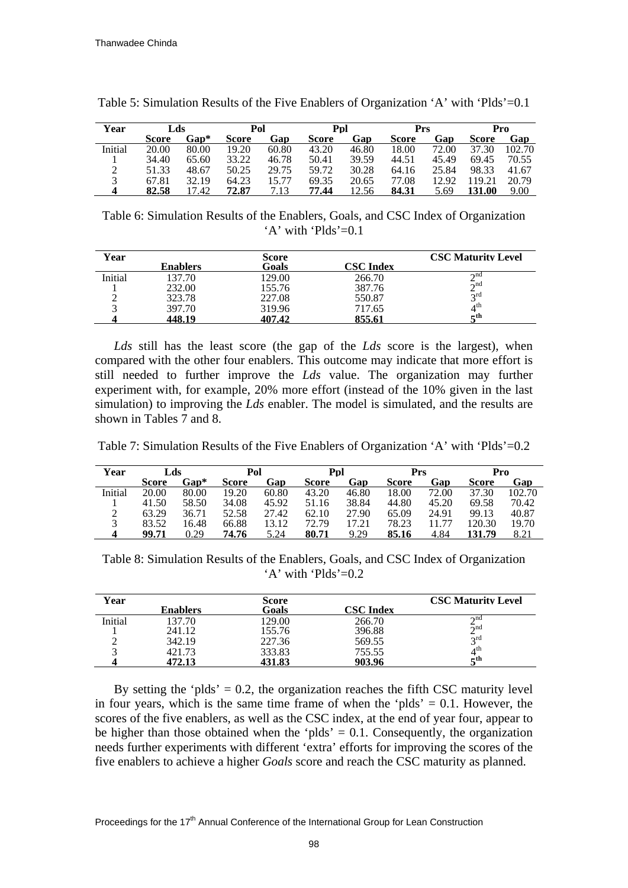Table 5: Simulation Results of the Five Enablers of Organization 'A' with 'Plds'=0.1

| Year | Lds | | Pol | | Ppl | | Prs | | Pro | |
|---|---|---|---|---|---|---|---|---|---|---|
| | Score | Gap* | Score | Gap | Score | Gap | Score | Gap | Score | Gap |
| Initial | 20.00 | 80.00 | 19.20 | 60.80 | 43.20 | 46.80 | 18.00 | 72.00 | 37.30 | 102.70 |
| 1 | 34.40 | 65.60 | 33.22 | 46.78 | 50.41 | 39.59 | 44.51 | 45.49 | 69.45 | 70.55 |
| 2 | 51.33 | 48.67 | 50.25 | 29.75 | 59.72 | 30.28 | 64.16 | 25.84 | 98.33 | 41.67 |
| 3 | 67.81 | 32.19 | 64.23 | 15.77 | 69.35 | 20.65 | 77.08 | 12.92 | 119.21 | 20.79 |
| **4** | **82.58** | 17.42 | **72.87** | 7.13 | **77.44** | 12.56 | **84.31** | 5.69 | **131.00** | 9.00 |

Table 6: Simulation Results of the Enablers, Goals, and CSC Index of Organization 'A' with 'Plds'=0.1

| Year | Score | | | CSC Maturity Level |
|---|---|---|---|---|
| | Enablers | Goals | CSC Index | |
| Initial | 137.70 | 129.00 | 266.70 | 2nd |
| 1 | 232.00 | 155.76 | 387.76 | 2nd |
| 2 | 323.78 | 227.08 | 550.87 | 3rd |
| 3 | 397.70 | 319.96 | 717.65 | 4th |
| **4** | **448.19** | **407.42** | **855.61** | **5th** |

*Lds* still has the least score (the gap of the *Lds* score is the largest), when compared with the other four enablers. This outcome may indicate that more effort is still needed to further improve the *Lds* value. The organization may further experiment with, for example, 20% more effort (instead of the 10% given in the last simulation) to improving the *Lds* enabler. The model is simulated, and the results are shown in Tables 7 and 8.

Table 7: Simulation Results of the Five Enablers of Organization 'A' with 'Plds'=0.2

| Year | Lds | | Pol | | Ppl | | Prs | | Pro | |
|---|---|---|---|---|---|---|---|---|---|---|
| | Score | Gap* | Score | Gap | Score | Gap | Score | Gap | Score | Gap |
| Initial | 20.00 | 80.00 | 19.20 | 60.80 | 43.20 | 46.80 | 18.00 | 72.00 | 37.30 | 102.70 |
| 1 | 41.50 | 58.50 | 34.08 | 45.92 | 51.16 | 38.84 | 44.80 | 45.20 | 69.58 | 70.42 |
| 2 | 63.29 | 36.71 | 52.58 | 27.42 | 62.10 | 27.90 | 65.09 | 24.91 | 99.13 | 40.87 |
| 3 | 83.52 | 16.48 | 66.88 | 13.12 | 72.79 | 17.21 | 78.23 | 11.77 | 120.30 | 19.70 |
| **4** | **99.71** | 0.29 | **74.76** | 5.24 | **80.71** | 9.29 | **85.16** | 4.84 | **131.79** | 8.21 |

Table 8: Simulation Results of the Enablers, Goals, and CSC Index of Organization 'A' with 'Plds'=0.2

| Year | Score | | | CSC Maturity Level |
|---|---|---|---|---|
| | Enablers | Goals | CSC Index | |
| Initial | 137.70 | 129.00 | 266.70 | 2nd |
| 1 | 241.12 | 155.76 | 396.88 | 2nd |
| 2 | 342.19 | 227.36 | 569.55 | 3rd |
| 3 | 421.73 | 333.83 | 755.55 | 4th |
| **4** | **472.13** | **431.83** | **903.96** | **5th** |

By setting the 'plds' = 0.2, the organization reaches the fifth CSC maturity level in four years, which is the same time frame of when the 'plds' = 0.1. However, the scores of the five enablers, as well as the CSC index, at the end of year four, appear to be higher than those obtained when the 'plds' = 0.1. Consequently, the organization needs further experiments with different 'extra' efforts for improving the scores of the five enablers to achieve a higher *Goals* score and reach the CSC maturity as planned.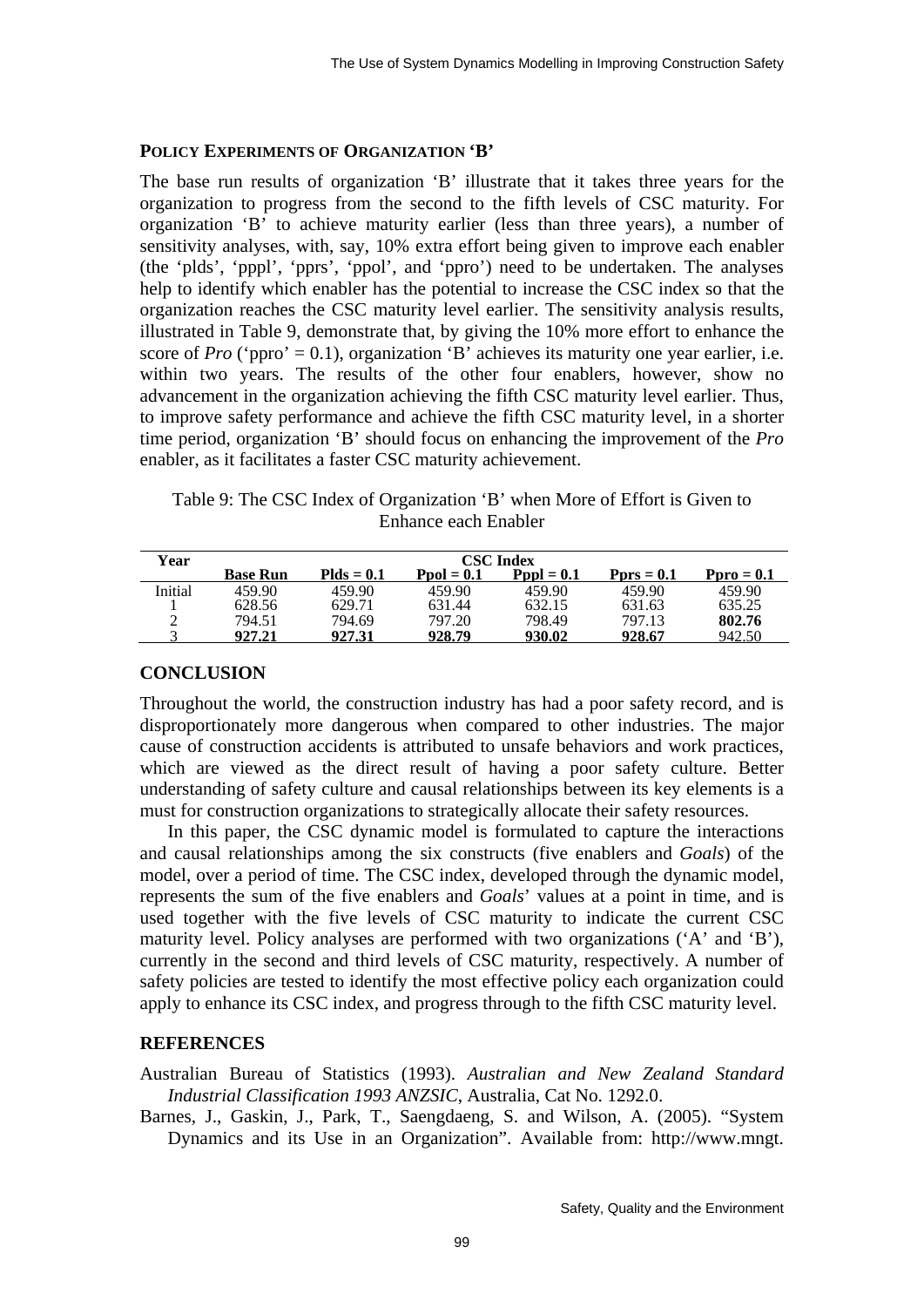### POLICY EXPERIMENTS OF ORGANIZATION 'B'

The base run results of organization 'B' illustrate that it takes three years for the organization to progress from the second to the fifth levels of CSC maturity. For organization 'B' to achieve maturity earlier (less than three years), a number of sensitivity analyses, with, say, 10% extra effort being given to improve each enabler (the 'plds', 'pppl', 'pprs', 'ppol', and 'ppro') need to be undertaken. The analyses help to identify which enabler has the potential to increase the CSC index so that the organization reaches the CSC maturity level earlier. The sensitivity analysis results, illustrated in Table 9, demonstrate that, by giving the 10% more effort to enhance the score of *Pro* ('ppro' = 0.1), organization 'B' achieves its maturity one year earlier, i.e. within two years. The results of the other four enablers, however, show no advancement in the organization achieving the fifth CSC maturity level earlier. Thus, to improve safety performance and achieve the fifth CSC maturity level, in a shorter time period, organization 'B' should focus on enhancing the improvement of the *Pro* enabler, as it facilitates a faster CSC maturity achievement.

Table 9: The CSC Index of Organization 'B' when More of Effort is Given to Enhance each Enabler

| Year | CSC Index | | | | | |
|---|---|---|---|---|---|---|
| | **Base Run** | **Plds = 0.1** | **Ppol = 0.1** | **Pppl = 0.1** | **Pprs = 0.1** | **Ppro = 0.1** |
| Initial | 459.90 | 459.90 | 459.90 | 459.90 | 459.90 | 459.90 |
| 1 | 628.56 | 629.71 | 631.44 | 632.15 | 631.63 | 635.25 |
| 2 | 794.51 | 794.69 | 797.20 | 798.49 | 797.13 | **802.76** |
| 3 | **927.21** | **927.31** | **928.79** | **930.02** | **928.67** | 942.50 |

## CONCLUSION

Throughout the world, the construction industry has had a poor safety record, and is disproportionately more dangerous when compared to other industries. The major cause of construction accidents is attributed to unsafe behaviors and work practices, which are viewed as the direct result of having a poor safety culture. Better understanding of safety culture and causal relationships between its key elements is a must for construction organizations to strategically allocate their safety resources.

In this paper, the CSC dynamic model is formulated to capture the interactions and causal relationships among the six constructs (five enablers and *Goals*) of the model, over a period of time. The CSC index, developed through the dynamic model, represents the sum of the five enablers and *Goals*' values at a point in time, and is used together with the five levels of CSC maturity to indicate the current CSC maturity level. Policy analyses are performed with two organizations ('A' and 'B'), currently in the second and third levels of CSC maturity, respectively. A number of safety policies are tested to identify the most effective policy each organization could apply to enhance its CSC index, and progress through to the fifth CSC maturity level.

## REFERENCES

Australian Bureau of Statistics (1993). *Australian and New Zealand Standard Industrial Classification 1993 ANZSIC*, Australia, Cat No. 1292.0.

Barnes, J., Gaskin, J., Park, T., Saengdaeng, S. and Wilson, A. (2005). "System Dynamics and its Use in an Organization". Available from: http://www.mngt.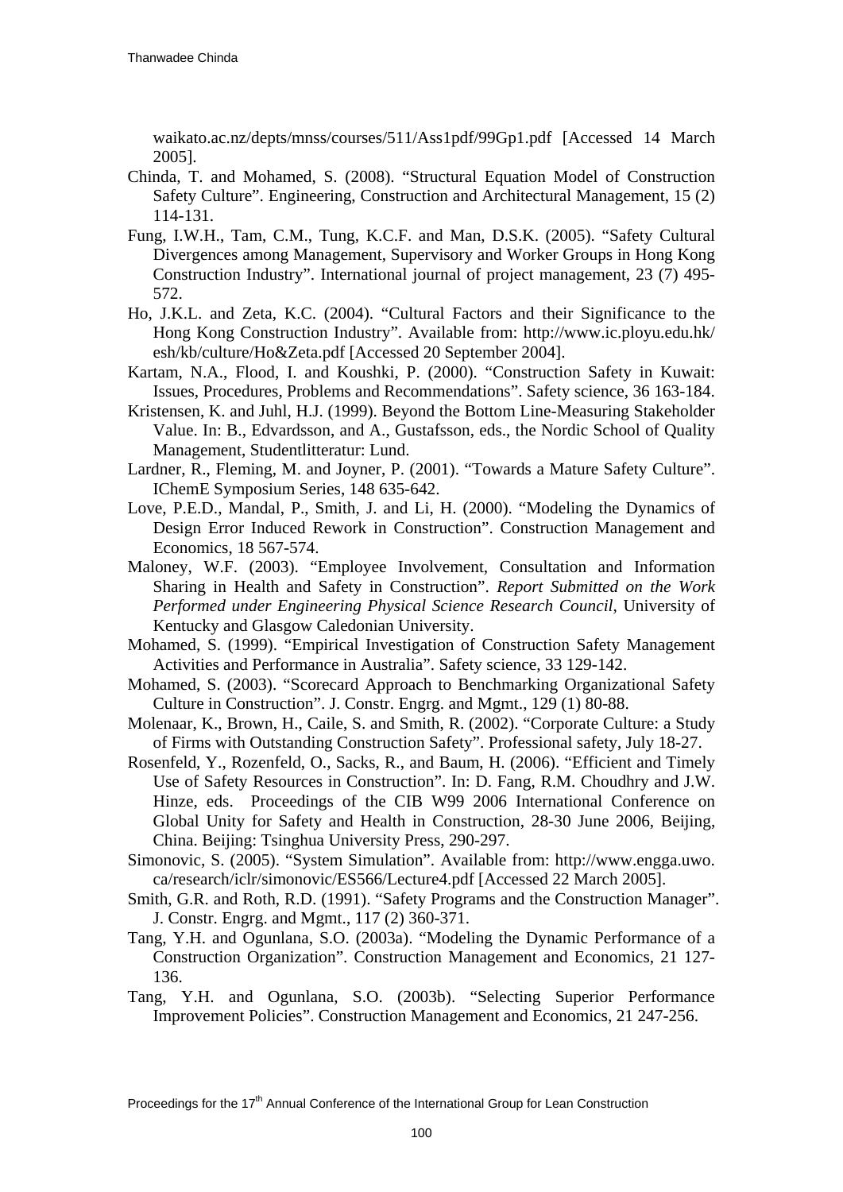waikato.ac.nz/depts/mnss/courses/511/Ass1pdf/99Gp1.pdf [Accessed 14 March 2005].

Chinda, T. and Mohamed, S. (2008). "Structural Equation Model of Construction Safety Culture". Engineering, Construction and Architectural Management, 15 (2) 114-131.

Fung, I.W.H., Tam, C.M., Tung, K.C.F. and Man, D.S.K. (2005). "Safety Cultural Divergences among Management, Supervisory and Worker Groups in Hong Kong Construction Industry". International journal of project management, 23 (7) 495-572.

Ho, J.K.L. and Zeta, K.C. (2004). "Cultural Factors and their Significance to the Hong Kong Construction Industry". Available from: http://www.ic.ployu.edu.hk/esh/kb/culture/Ho&Zeta.pdf [Accessed 20 September 2004].

Kartam, N.A., Flood, I. and Koushki, P. (2000). "Construction Safety in Kuwait: Issues, Procedures, Problems and Recommendations". Safety science, 36 163-184.

Kristensen, K. and Juhl, H.J. (1999). Beyond the Bottom Line-Measuring Stakeholder Value. In: B., Edvardsson, and A., Gustafsson, eds., the Nordic School of Quality Management, Studentlitteratur: Lund.

Lardner, R., Fleming, M. and Joyner, P. (2001). "Towards a Mature Safety Culture". IChemE Symposium Series, 148 635-642.

Love, P.E.D., Mandal, P., Smith, J. and Li, H. (2000). "Modeling the Dynamics of Design Error Induced Rework in Construction". Construction Management and Economics, 18 567-574.

Maloney, W.F. (2003). "Employee Involvement, Consultation and Information Sharing in Health and Safety in Construction". *Report Submitted on the Work Performed under Engineering Physical Science Research Council*, University of Kentucky and Glasgow Caledonian University.

Mohamed, S. (1999). "Empirical Investigation of Construction Safety Management Activities and Performance in Australia". Safety science, 33 129-142.

Mohamed, S. (2003). "Scorecard Approach to Benchmarking Organizational Safety Culture in Construction". J. Constr. Engrg. and Mgmt., 129 (1) 80-88.

Molenaar, K., Brown, H., Caile, S. and Smith, R. (2002). "Corporate Culture: a Study of Firms with Outstanding Construction Safety". Professional safety, July 18-27.

Rosenfeld, Y., Rozenfeld, O., Sacks, R., and Baum, H. (2006). "Efficient and Timely Use of Safety Resources in Construction". In: D. Fang, R.M. Choudhry and J.W. Hinze, eds. Proceedings of the CIB W99 2006 International Conference on Global Unity for Safety and Health in Construction, 28-30 June 2006, Beijing, China. Beijing: Tsinghua University Press, 290-297.

Simonovic, S. (2005). "System Simulation". Available from: http://www.engga.uwo.ca/research/iclr/simonovic/ES566/Lecture4.pdf [Accessed 22 March 2005].

Smith, G.R. and Roth, R.D. (1991). "Safety Programs and the Construction Manager". J. Constr. Engrg. and Mgmt., 117 (2) 360-371.

Tang, Y.H. and Ogunlana, S.O. (2003a). "Modeling the Dynamic Performance of a Construction Organization". Construction Management and Economics, 21 127-136.

Tang, Y.H. and Ogunlana, S.O. (2003b). "Selecting Superior Performance Improvement Policies". Construction Management and Economics, 21 247-256.